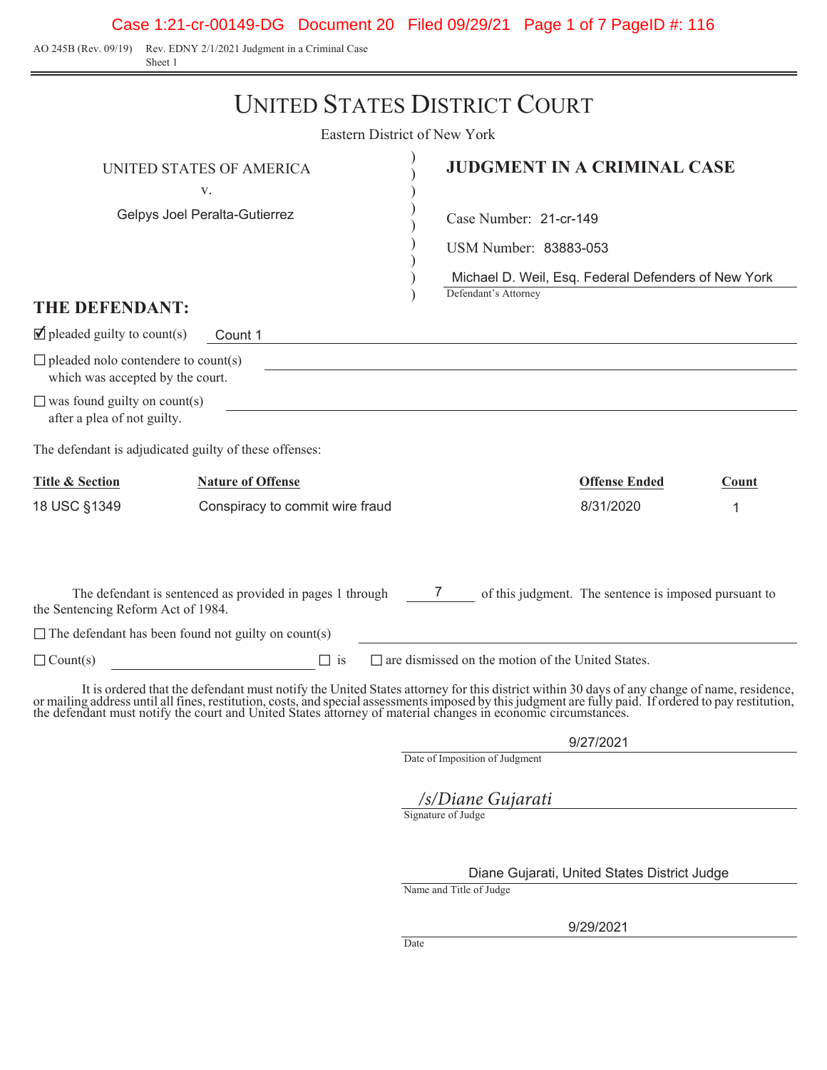AO 245B (Rev. 09/19) Rev. EDNY 2/1/2021 Judgment in a Criminal Case
Sheet 1

# UNITED STATES DISTRICT COURT

Eastern District of New York

UNITED STATES OF AMERICA
v.
Gelpys Joel Peralta-Gutierrez

**JUDGMENT IN A CRIMINAL CASE**

Case Number: 21-cr-149

USM Number: 83883-053

Michael D. Weil, Esq. Federal Defenders of New York
Defendant's Attorney

## THE DEFENDANT:

☑ pleaded guilty to count(s) Count 1

☐ pleaded nolo contendere to count(s) which was accepted by the court.

☐ was found guilty on count(s) after a plea of not guilty.

The defendant is adjudicated guilty of these offenses:

| Title & Section | Nature of Offense | Offense Ended | Count |
|---|---|---|---|
| 18 USC §1349 | Conspiracy to commit wire fraud | 8/31/2020 | 1 |

The defendant is sentenced as provided in pages 1 through 7 of this judgment. The sentence is imposed pursuant to the Sentencing Reform Act of 1984.

☐ The defendant has been found not guilty on count(s)

☐ Count(s) ☐ is ☐ are dismissed on the motion of the United States.

It is ordered that the defendant must notify the United States attorney for this district within 30 days of any change of name, residence, or mailing address until all fines, restitution, costs, and special assessments imposed by this judgment are fully paid. If ordered to pay restitution, the defendant must notify the court and United States attorney of material changes in economic circumstances.

9/27/2021
Date of Imposition of Judgment

*/s/Diane Gujarati*
Signature of Judge

Diane Gujarati, United States District Judge
Name and Title of Judge

9/29/2021
Date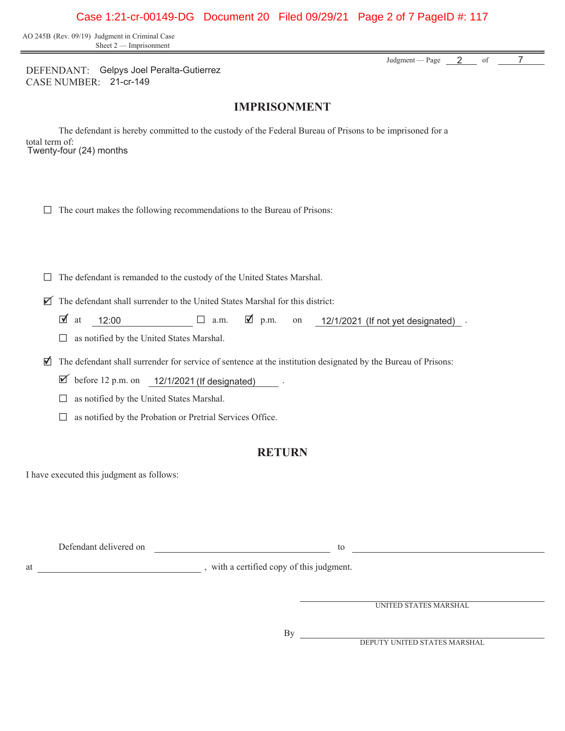AO 245B (Rev. 09/19) Judgment in Criminal Case
Sheet 2 — Imprisonment

Judgment — Page 2 of 7

DEFENDANT: Gelpys Joel Peralta-Gutierrez
CASE NUMBER: 21-cr-149

# IMPRISONMENT

The defendant is hereby committed to the custody of the Federal Bureau of Prisons to be imprisoned for a total term of:
Twenty-four (24) months

☐ The court makes the following recommendations to the Bureau of Prisons:

☐ The defendant is remanded to the custody of the United States Marshal.

☑ The defendant shall surrender to the United States Marshal for this district:

☑ at 12:00 ☐ a.m. ☑ p.m. on 12/1/2021 (If not yet designated) .

☐ as notified by the United States Marshal.

☑ The defendant shall surrender for service of sentence at the institution designated by the Bureau of Prisons:

☑ before 12 p.m. on 12/1/2021 (If designated) .

☐ as notified by the United States Marshal.

☐ as notified by the Probation or Pretrial Services Office.

# RETURN

I have executed this judgment as follows:

Defendant delivered on ______________________ to ______________________

at ______________________, with a certified copy of this judgment.

______________________
UNITED STATES MARSHAL

By ______________________
DEPUTY UNITED STATES MARSHAL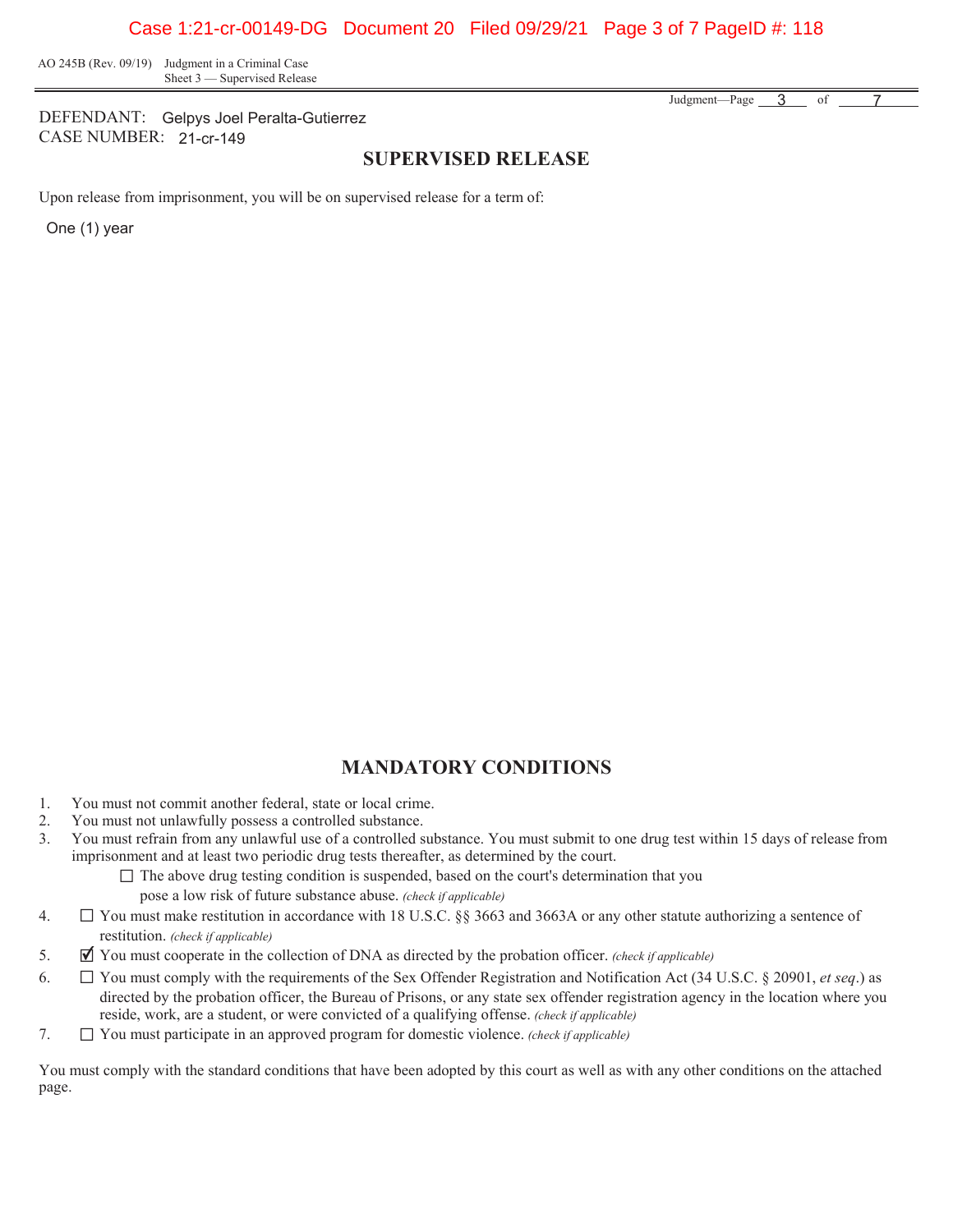AO 245B (Rev. 09/19) Judgment in a Criminal Case
Sheet 3 — Supervised Release

DEFENDANT: Gelpys Joel Peralta-Gutierrez
CASE NUMBER: 21-cr-149

## SUPERVISED RELEASE

Upon release from imprisonment, you will be on supervised release for a term of:

One (1) year

## MANDATORY CONDITIONS

1. You must not commit another federal, state or local crime.
2. You must not unlawfully possess a controlled substance.
3. You must refrain from any unlawful use of a controlled substance. You must submit to one drug test within 15 days of release from imprisonment and at least two periodic drug tests thereafter, as determined by the court.
   - ☐ The above drug testing condition is suspended, based on the court's determination that you pose a low risk of future substance abuse. *(check if applicable)*
4. ☐ You must make restitution in accordance with 18 U.S.C. §§ 3663 and 3663A or any other statute authorizing a sentence of restitution. *(check if applicable)*
5. ☑ You must cooperate in the collection of DNA as directed by the probation officer. *(check if applicable)*
6. ☐ You must comply with the requirements of the Sex Offender Registration and Notification Act (34 U.S.C. § 20901, *et seq.*) as directed by the probation officer, the Bureau of Prisons, or any state sex offender registration agency in the location where you reside, work, are a student, or were convicted of a qualifying offense. *(check if applicable)*
7. ☐ You must participate in an approved program for domestic violence. *(check if applicable)*

You must comply with the standard conditions that have been adopted by this court as well as with any other conditions on the attached page.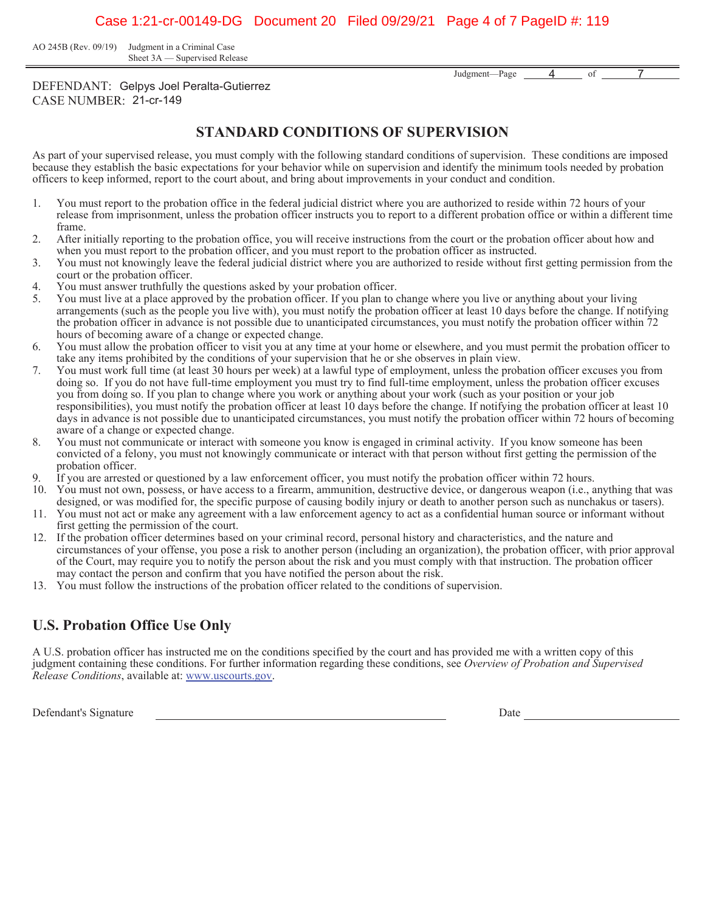AO 245B (Rev. 09/19) Judgment in a Criminal Case
Sheet 3A — Supervised Release

DEFENDANT: Gelpys Joel Peralta-Gutierrez
CASE NUMBER: 21-cr-149

## STANDARD CONDITIONS OF SUPERVISION

As part of your supervised release, you must comply with the following standard conditions of supervision. These conditions are imposed because they establish the basic expectations for your behavior while on supervision and identify the minimum tools needed by probation officers to keep informed, report to the court about, and bring about improvements in your conduct and condition.

1. You must report to the probation office in the federal judicial district where you are authorized to reside within 72 hours of your release from imprisonment, unless the probation officer instructs you to report to a different probation office or within a different time frame.
2. After initially reporting to the probation office, you will receive instructions from the court or the probation officer about how and when you must report to the probation officer, and you must report to the probation officer as instructed.
3. You must not knowingly leave the federal judicial district where you are authorized to reside without first getting permission from the court or the probation officer.
4. You must answer truthfully the questions asked by your probation officer.
5. You must live at a place approved by the probation officer. If you plan to change where you live or anything about your living arrangements (such as the people you live with), you must notify the probation officer at least 10 days before the change. If notifying the probation officer in advance is not possible due to unanticipated circumstances, you must notify the probation officer within 72 hours of becoming aware of a change or expected change.
6. You must allow the probation officer to visit you at any time at your home or elsewhere, and you must permit the probation officer to take any items prohibited by the conditions of your supervision that he or she observes in plain view.
7. You must work full time (at least 30 hours per week) at a lawful type of employment, unless the probation officer excuses you from doing so. If you do not have full-time employment you must try to find full-time employment, unless the probation officer excuses you from doing so. If you plan to change where you work or anything about your work (such as your position or your job responsibilities), you must notify the probation officer at least 10 days before the change. If notifying the probation officer at least 10 days in advance is not possible due to unanticipated circumstances, you must notify the probation officer within 72 hours of becoming aware of a change or expected change.
8. You must not communicate or interact with someone you know is engaged in criminal activity. If you know someone has been convicted of a felony, you must not knowingly communicate or interact with that person without first getting the permission of the probation officer.
9. If you are arrested or questioned by a law enforcement officer, you must notify the probation officer within 72 hours.
10. You must not own, possess, or have access to a firearm, ammunition, destructive device, or dangerous weapon (i.e., anything that was designed, or was modified for, the specific purpose of causing bodily injury or death to another person such as nunchakus or tasers).
11. You must not act or make any agreement with a law enforcement agency to act as a confidential human source or informant without first getting the permission of the court.
12. If the probation officer determines based on your criminal record, personal history and characteristics, and the nature and circumstances of your offense, you pose a risk to another person (including an organization), the probation officer, with prior approval of the Court, may require you to notify the person about the risk and you must comply with that instruction. The probation officer may contact the person and confirm that you have notified the person about the risk.
13. You must follow the instructions of the probation officer related to the conditions of supervision.

## U.S. Probation Office Use Only

A U.S. probation officer has instructed me on the conditions specified by the court and has provided me with a written copy of this judgment containing these conditions. For further information regarding these conditions, see *Overview of Probation and Supervised Release Conditions*, available at: www.uscourts.gov.

Defendant's Signature ______________________________ Date ______________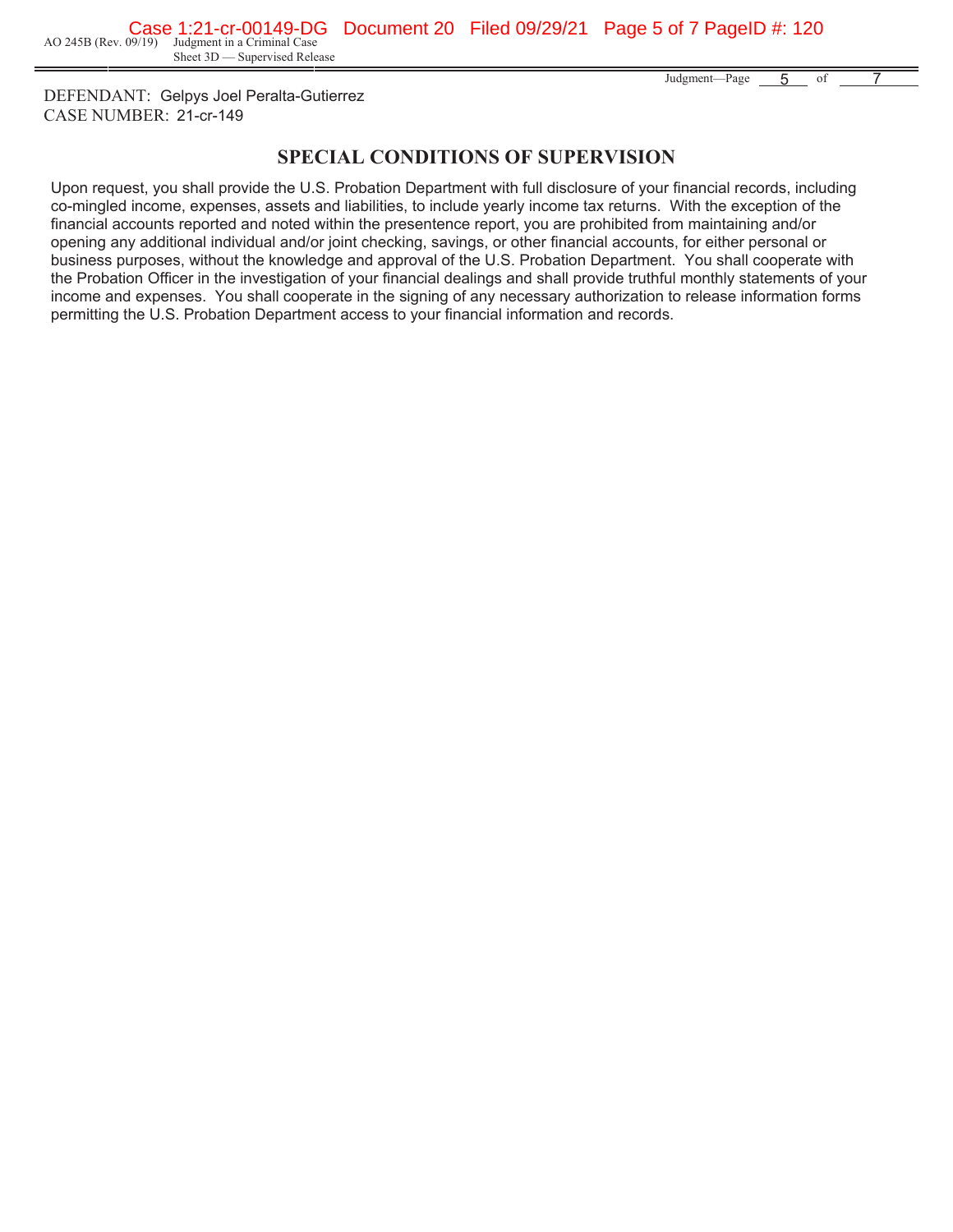DEFENDANT: Gelpys Joel Peralta-Gutierrez
CASE NUMBER: 21-cr-149

## SPECIAL CONDITIONS OF SUPERVISION

Upon request, you shall provide the U.S. Probation Department with full disclosure of your financial records, including co-mingled income, expenses, assets and liabilities, to include yearly income tax returns. With the exception of the financial accounts reported and noted within the presentence report, you are prohibited from maintaining and/or opening any additional individual and/or joint checking, savings, or other financial accounts, for either personal or business purposes, without the knowledge and approval of the U.S. Probation Department. You shall cooperate with the Probation Officer in the investigation of your financial dealings and shall provide truthful monthly statements of your income and expenses. You shall cooperate in the signing of any necessary authorization to release information forms permitting the U.S. Probation Department access to your financial information and records.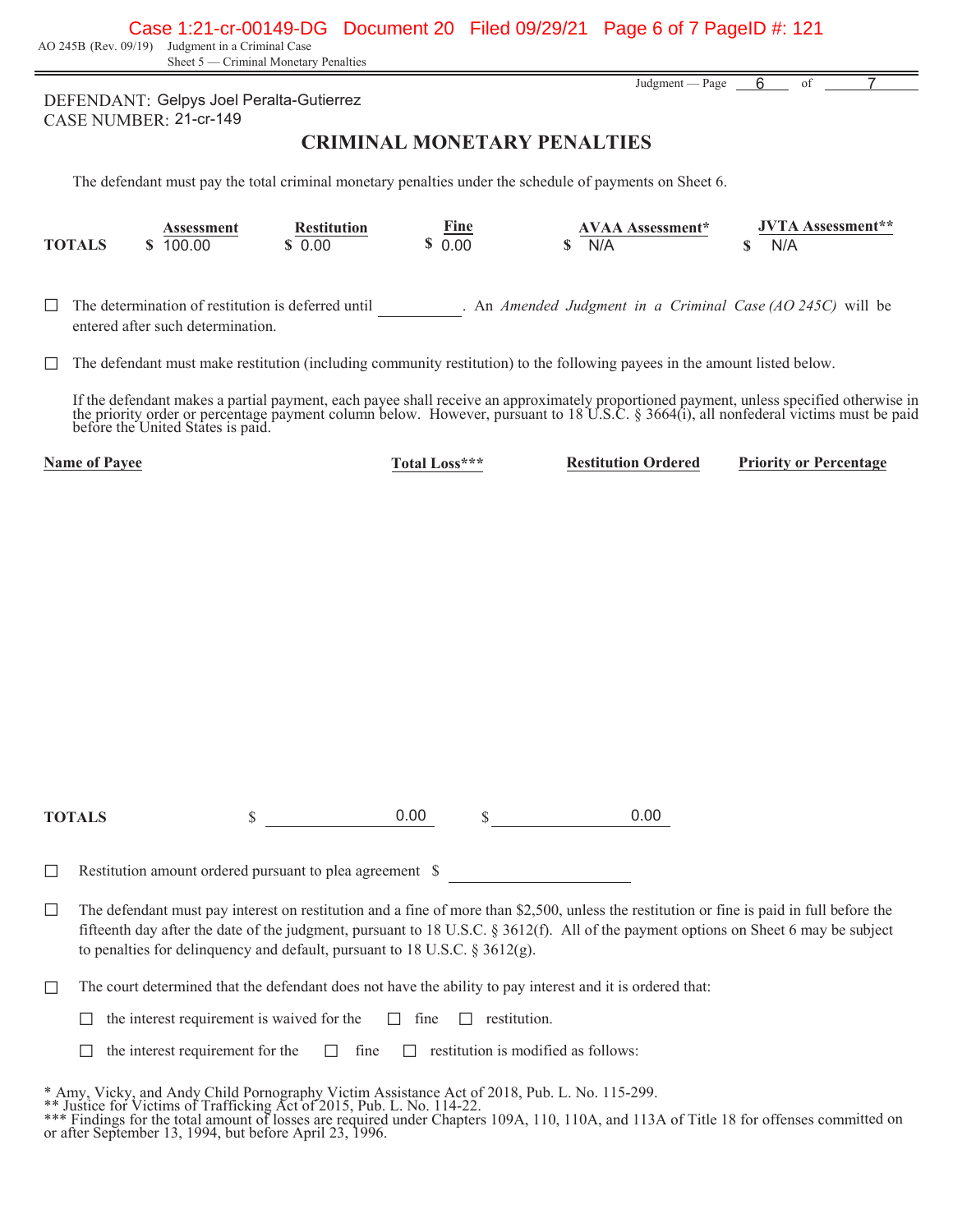AO 245B (Rev. 09/19) Judgment in a Criminal Case
Sheet 5 — Criminal Monetary Penalties

DEFENDANT: Gelpys Joel Peralta-Gutierrez
CASE NUMBER: 21-cr-149

# CRIMINAL MONETARY PENALTIES

The defendant must pay the total criminal monetary penalties under the schedule of payments on Sheet 6.

| | Assessment | Restitution | Fine | AVAA Assessment* | JVTA Assessment** |
|---|---|---|---|---|---|
| **TOTALS** | $ 100.00 | $ 0.00 | $ 0.00 | $ N/A | $ N/A |

☐ The determination of restitution is deferred until __________. An *Amended Judgment in a Criminal Case (AO 245C)* will be entered after such determination.

☐ The defendant must make restitution (including community restitution) to the following payees in the amount listed below.

If the defendant makes a partial payment, each payee shall receive an approximately proportioned payment, unless specified otherwise in the priority order or percentage payment column below. However, pursuant to 18 U.S.C. § 3664(i), all nonfederal victims must be paid before the United States is paid.

| Name of Payee | Total Loss*** | Restitution Ordered | Priority or Percentage |
|---|---|---|---|
| **TOTALS** | $ 0.00 | $ 0.00 | |

☐ Restitution amount ordered pursuant to plea agreement $ __________

☐ The defendant must pay interest on restitution and a fine of more than $2,500, unless the restitution or fine is paid in full before the fifteenth day after the date of the judgment, pursuant to 18 U.S.C. § 3612(f). All of the payment options on Sheet 6 may be subject to penalties for delinquency and default, pursuant to 18 U.S.C. § 3612(g).

☐ The court determined that the defendant does not have the ability to pay interest and it is ordered that:

☐ the interest requirement is waived for the ☐ fine ☐ restitution.

☐ the interest requirement for the ☐ fine ☐ restitution is modified as follows:

\* Amy, Vicky, and Andy Child Pornography Victim Assistance Act of 2018, Pub. L. No. 115-299.
\*\* Justice for Victims of Trafficking Act of 2015, Pub. L. No. 114-22.
\*\*\* Findings for the total amount of losses are required under Chapters 109A, 110, 110A, and 113A of Title 18 for offenses committed on or after September 13, 1994, but before April 23, 1996.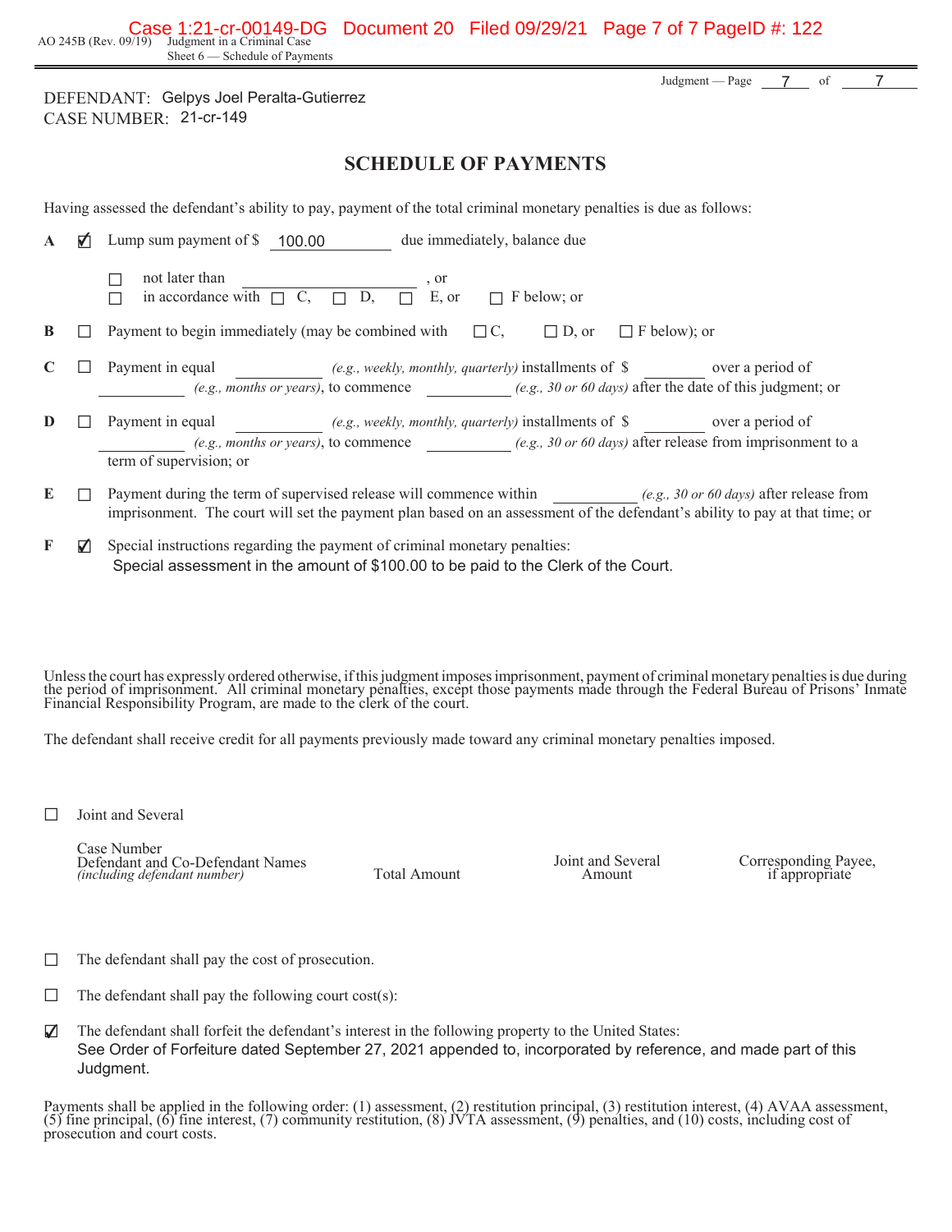AO 245B (Rev. 09/19) Judgment in a Criminal Case
Sheet 6 — Schedule of Payments

DEFENDANT: Gelpys Joel Peralta-Gutierrez
CASE NUMBER: 21-cr-149

## SCHEDULE OF PAYMENTS

Having assessed the defendant's ability to pay, payment of the total criminal monetary penalties is due as follows:

**A** ☑ Lump sum payment of $ 100.00 due immediately, balance due

☐ not later than ____________, or
☐ in accordance with ☐ C, ☐ D, ☐ E, or ☐ F below; or

**B** ☐ Payment to begin immediately (may be combined with ☐ C, ☐ D, or ☐ F below); or

**C** ☐ Payment in equal ________ *(e.g., weekly, monthly, quarterly)* installments of $ ________ over a period of ________ *(e.g., months or years)*, to commence ________ *(e.g., 30 or 60 days)* after the date of this judgment; or

**D** ☐ Payment in equal ________ *(e.g., weekly, monthly, quarterly)* installments of $ ________ over a period of ________ *(e.g., months or years)*, to commence ________ *(e.g., 30 or 60 days)* after release from imprisonment to a term of supervision; or

**E** ☐ Payment during the term of supervised release will commence within ________ *(e.g., 30 or 60 days)* after release from imprisonment. The court will set the payment plan based on an assessment of the defendant's ability to pay at that time; or

**F** ☑ Special instructions regarding the payment of criminal monetary penalties:
Special assessment in the amount of $100.00 to be paid to the Clerk of the Court.

Unless the court has expressly ordered otherwise, if this judgment imposes imprisonment, payment of criminal monetary penalties is due during the period of imprisonment. All criminal monetary penalties, except those payments made through the Federal Bureau of Prisons' Inmate Financial Responsibility Program, are made to the clerk of the court.

The defendant shall receive credit for all payments previously made toward any criminal monetary penalties imposed.

☐ Joint and Several

| Case Number Defendant and Co-Defendant Names *(including defendant number)* | Total Amount | Joint and Several Amount | Corresponding Payee, if appropriate |
|---|---|---|---|

☐ The defendant shall pay the cost of prosecution.

☐ The defendant shall pay the following court cost(s):

☑ The defendant shall forfeit the defendant's interest in the following property to the United States:
See Order of Forfeiture dated September 27, 2021 appended to, incorporated by reference, and made part of this Judgment.

Payments shall be applied in the following order: (1) assessment, (2) restitution principal, (3) restitution interest, (4) AVAA assessment, (5) fine principal, (6) fine interest, (7) community restitution, (8) JVTA assessment, (9) penalties, and (10) costs, including cost of prosecution and court costs.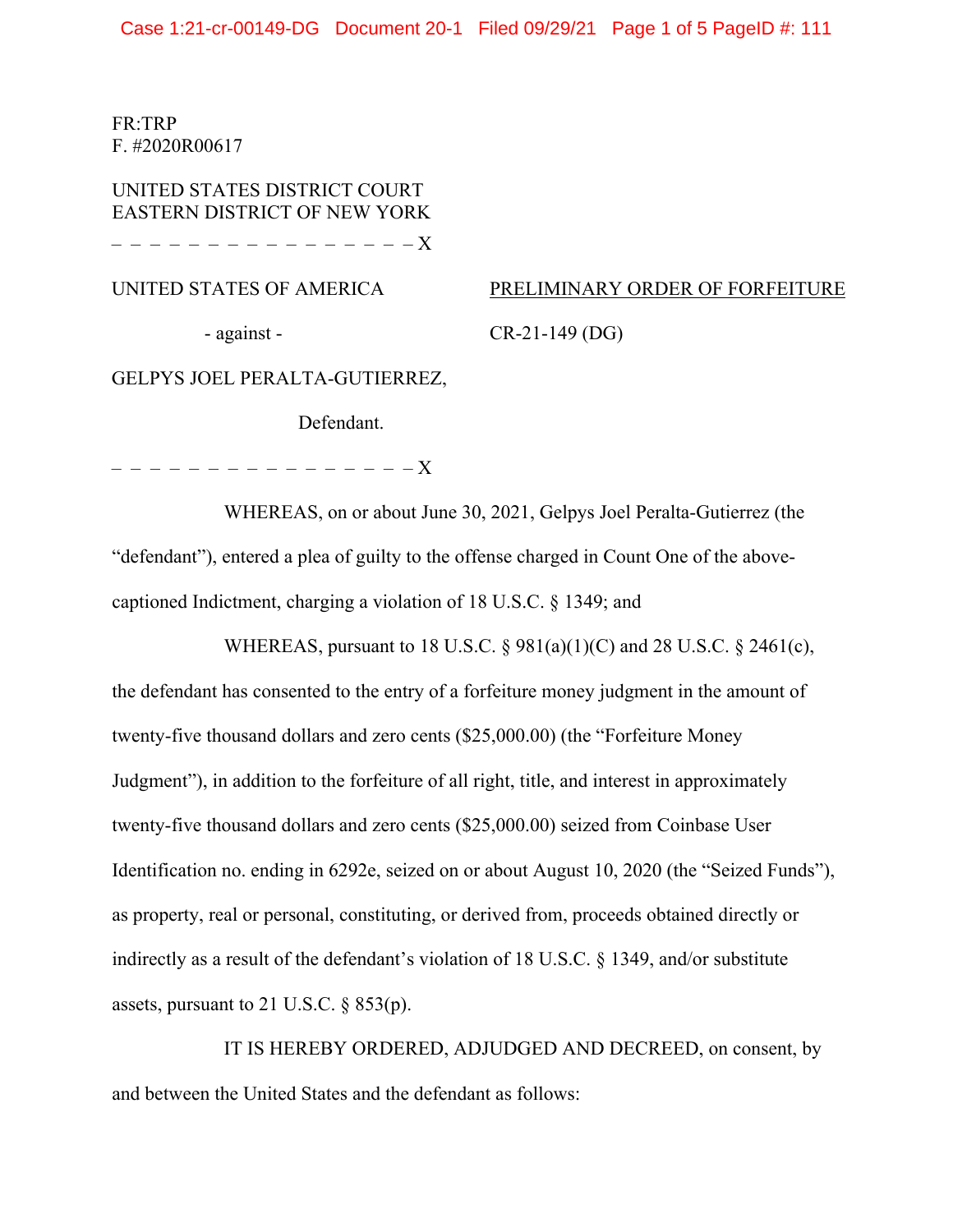FR:TRP
F. #2020R00617

UNITED STATES DISTRICT COURT
EASTERN DISTRICT OF NEW YORK

– – – – – – – – – – – – – – – – – X

UNITED STATES OF AMERICA

- against -

GELPYS JOEL PERALTA-GUTIERREZ,

Defendant.

– – – – – – – – – – – – – – – – – X

PRELIMINARY ORDER OF FORFEITURE

CR-21-149 (DG)

WHEREAS, on or about June 30, 2021, Gelpys Joel Peralta-Gutierrez (the "defendant"), entered a plea of guilty to the offense charged in Count One of the above-captioned Indictment, charging a violation of 18 U.S.C. § 1349; and

WHEREAS, pursuant to 18 U.S.C. § 981(a)(1)(C) and 28 U.S.C. § 2461(c), the defendant has consented to the entry of a forfeiture money judgment in the amount of twenty-five thousand dollars and zero cents ($25,000.00) (the "Forfeiture Money Judgment"), in addition to the forfeiture of all right, title, and interest in approximately twenty-five thousand dollars and zero cents ($25,000.00) seized from Coinbase User Identification no. ending in 6292e, seized on or about August 10, 2020 (the "Seized Funds"), as property, real or personal, constituting, or derived from, proceeds obtained directly or indirectly as a result of the defendant's violation of 18 U.S.C. § 1349, and/or substitute assets, pursuant to 21 U.S.C. § 853(p).

IT IS HEREBY ORDERED, ADJUDGED AND DECREED, on consent, by and between the United States and the defendant as follows: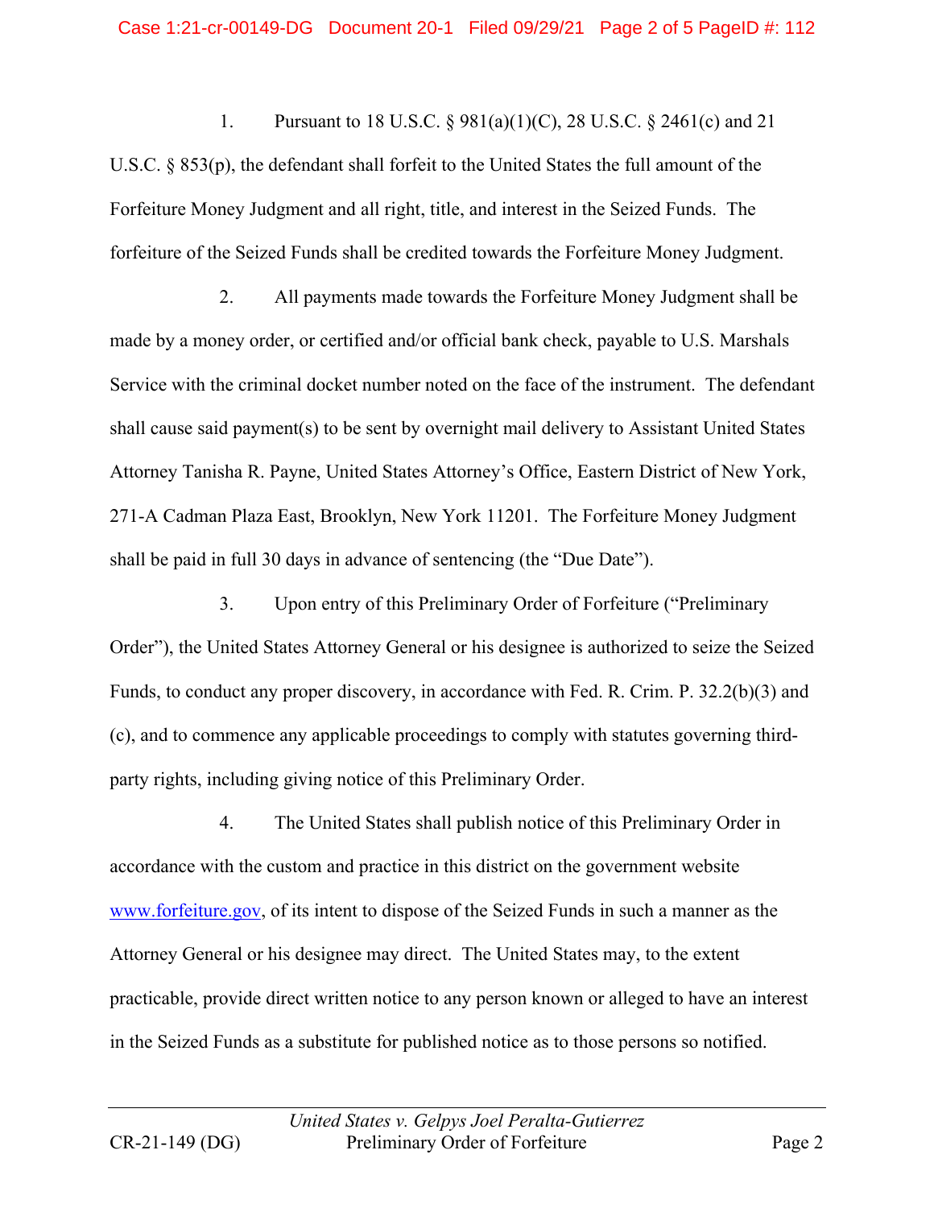1. Pursuant to 18 U.S.C. § 981(a)(1)(C), 28 U.S.C. § 2461(c) and 21 U.S.C. § 853(p), the defendant shall forfeit to the United States the full amount of the Forfeiture Money Judgment and all right, title, and interest in the Seized Funds. The forfeiture of the Seized Funds shall be credited towards the Forfeiture Money Judgment.

2. All payments made towards the Forfeiture Money Judgment shall be made by a money order, or certified and/or official bank check, payable to U.S. Marshals Service with the criminal docket number noted on the face of the instrument. The defendant shall cause said payment(s) to be sent by overnight mail delivery to Assistant United States Attorney Tanisha R. Payne, United States Attorney's Office, Eastern District of New York, 271-A Cadman Plaza East, Brooklyn, New York 11201. The Forfeiture Money Judgment shall be paid in full 30 days in advance of sentencing (the "Due Date").

3. Upon entry of this Preliminary Order of Forfeiture ("Preliminary Order"), the United States Attorney General or his designee is authorized to seize the Seized Funds, to conduct any proper discovery, in accordance with Fed. R. Crim. P. 32.2(b)(3) and (c), and to commence any applicable proceedings to comply with statutes governing third-party rights, including giving notice of this Preliminary Order.

4. The United States shall publish notice of this Preliminary Order in accordance with the custom and practice in this district on the government website www.forfeiture.gov, of its intent to dispose of the Seized Funds in such a manner as the Attorney General or his designee may direct. The United States may, to the extent practicable, provide direct written notice to any person known or alleged to have an interest in the Seized Funds as a substitute for published notice as to those persons so notified.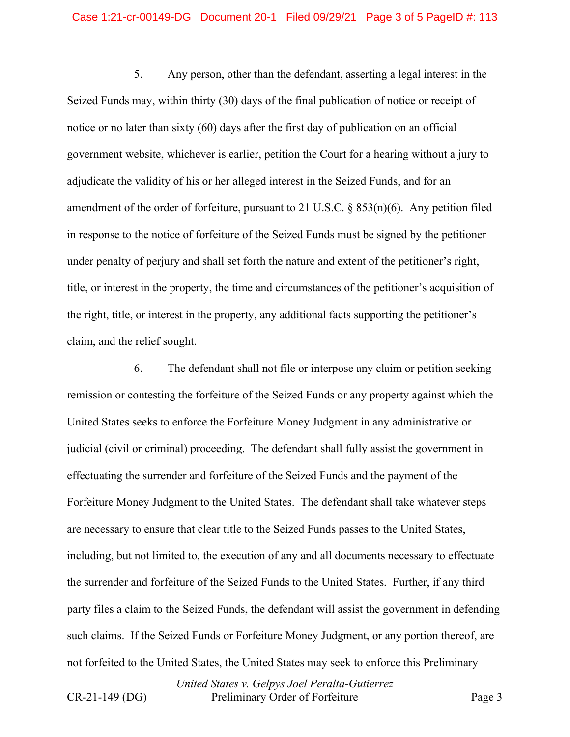5. Any person, other than the defendant, asserting a legal interest in the Seized Funds may, within thirty (30) days of the final publication of notice or receipt of notice or no later than sixty (60) days after the first day of publication on an official government website, whichever is earlier, petition the Court for a hearing without a jury to adjudicate the validity of his or her alleged interest in the Seized Funds, and for an amendment of the order of forfeiture, pursuant to 21 U.S.C. § 853(n)(6). Any petition filed in response to the notice of forfeiture of the Seized Funds must be signed by the petitioner under penalty of perjury and shall set forth the nature and extent of the petitioner's right, title, or interest in the property, the time and circumstances of the petitioner's acquisition of the right, title, or interest in the property, any additional facts supporting the petitioner's claim, and the relief sought.

6. The defendant shall not file or interpose any claim or petition seeking remission or contesting the forfeiture of the Seized Funds or any property against which the United States seeks to enforce the Forfeiture Money Judgment in any administrative or judicial (civil or criminal) proceeding. The defendant shall fully assist the government in effectuating the surrender and forfeiture of the Seized Funds and the payment of the Forfeiture Money Judgment to the United States. The defendant shall take whatever steps are necessary to ensure that clear title to the Seized Funds passes to the United States, including, but not limited to, the execution of any and all documents necessary to effectuate the surrender and forfeiture of the Seized Funds to the United States. Further, if any third party files a claim to the Seized Funds, the defendant will assist the government in defending such claims. If the Seized Funds or Forfeiture Money Judgment, or any portion thereof, are not forfeited to the United States, the United States may seek to enforce this Preliminary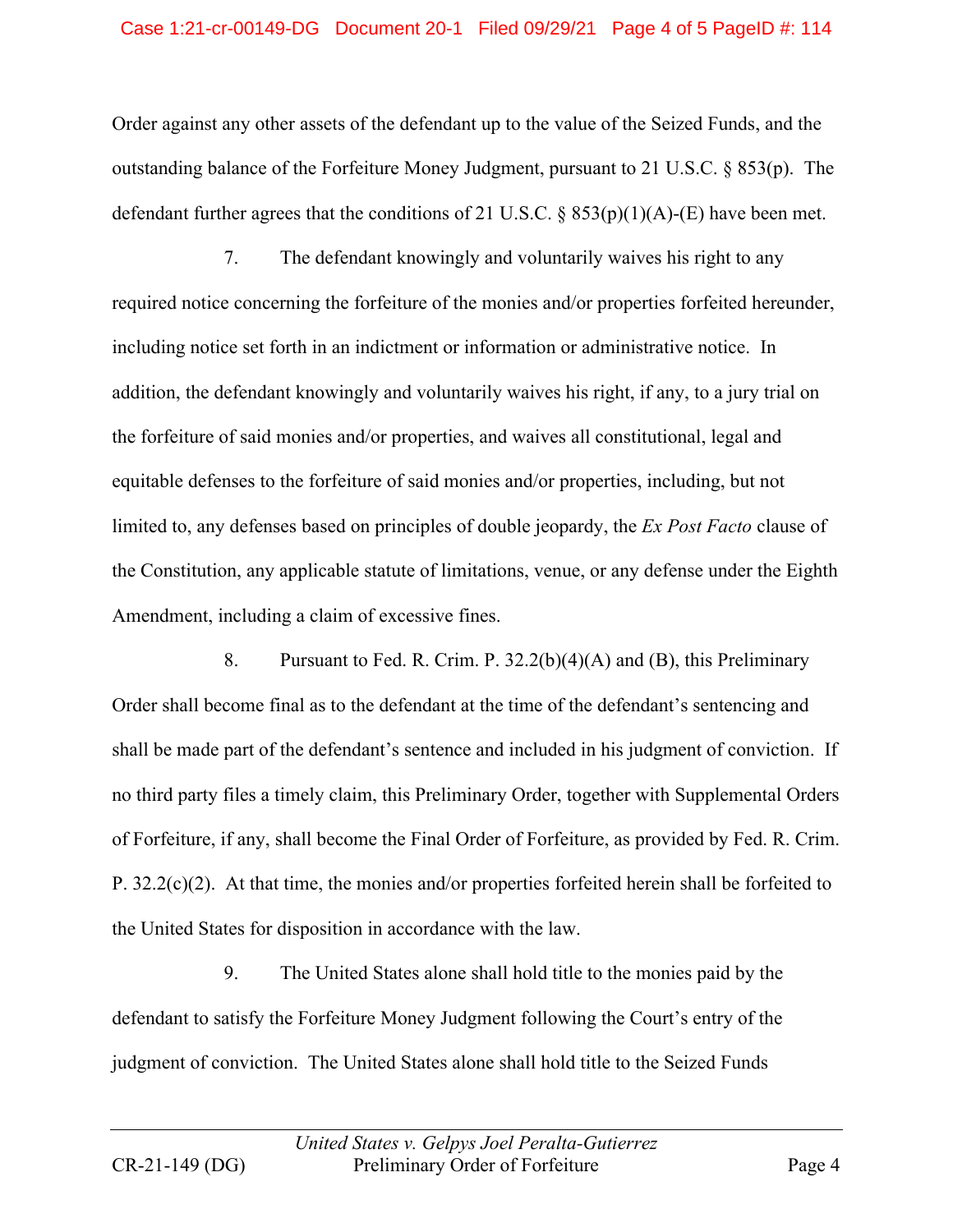Order against any other assets of the defendant up to the value of the Seized Funds, and the outstanding balance of the Forfeiture Money Judgment, pursuant to 21 U.S.C. § 853(p). The defendant further agrees that the conditions of 21 U.S.C. § 853(p)(1)(A)-(E) have been met.

7. The defendant knowingly and voluntarily waives his right to any required notice concerning the forfeiture of the monies and/or properties forfeited hereunder, including notice set forth in an indictment or information or administrative notice. In addition, the defendant knowingly and voluntarily waives his right, if any, to a jury trial on the forfeiture of said monies and/or properties, and waives all constitutional, legal and equitable defenses to the forfeiture of said monies and/or properties, including, but not limited to, any defenses based on principles of double jeopardy, the *Ex Post Facto* clause of the Constitution, any applicable statute of limitations, venue, or any defense under the Eighth Amendment, including a claim of excessive fines.

8. Pursuant to Fed. R. Crim. P. 32.2(b)(4)(A) and (B), this Preliminary Order shall become final as to the defendant at the time of the defendant's sentencing and shall be made part of the defendant's sentence and included in his judgment of conviction. If no third party files a timely claim, this Preliminary Order, together with Supplemental Orders of Forfeiture, if any, shall become the Final Order of Forfeiture, as provided by Fed. R. Crim. P. 32.2(c)(2). At that time, the monies and/or properties forfeited herein shall be forfeited to the United States for disposition in accordance with the law.

9. The United States alone shall hold title to the monies paid by the defendant to satisfy the Forfeiture Money Judgment following the Court's entry of the judgment of conviction. The United States alone shall hold title to the Seized Funds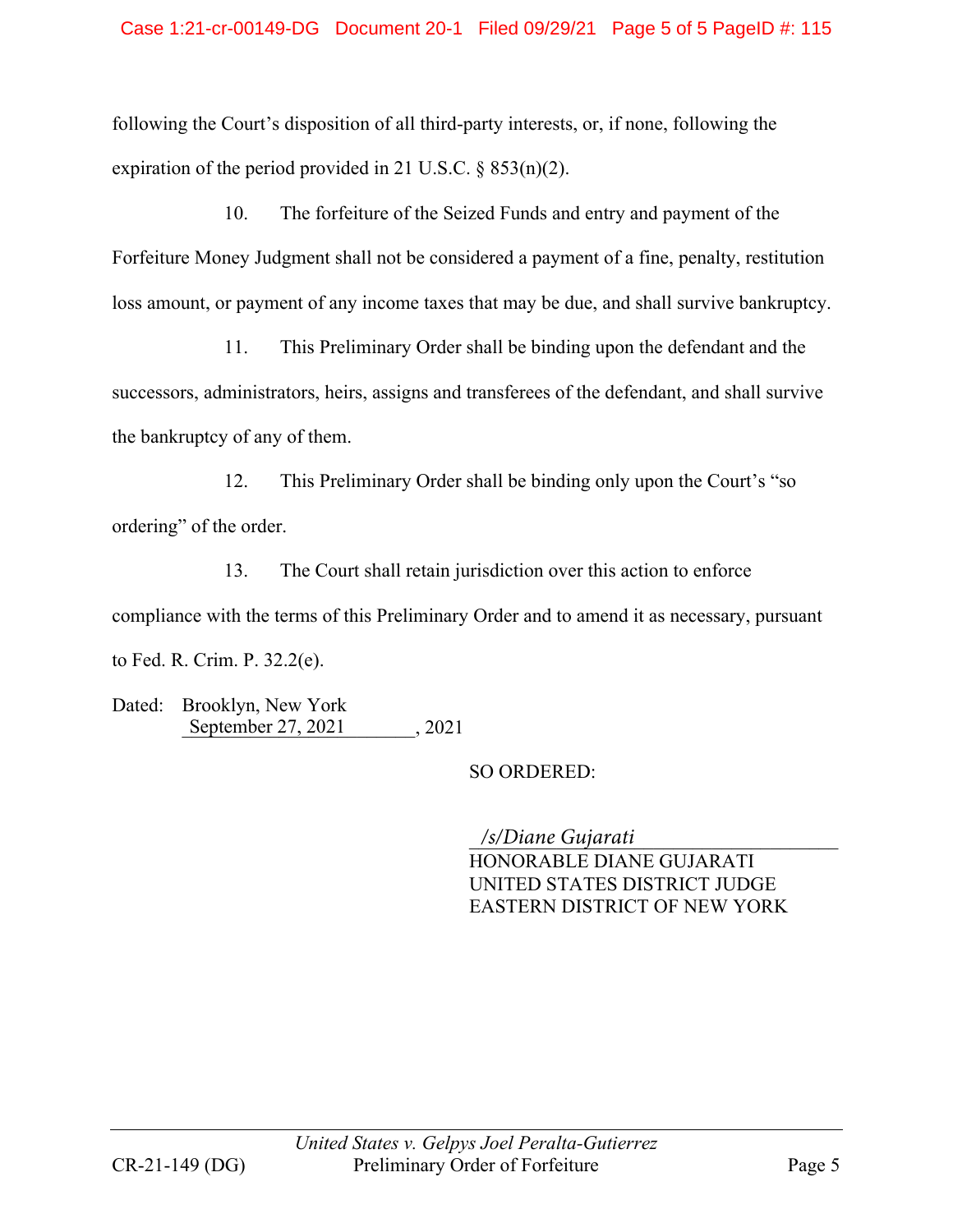following the Court's disposition of all third-party interests, or, if none, following the expiration of the period provided in 21 U.S.C. § 853(n)(2).

10. The forfeiture of the Seized Funds and entry and payment of the Forfeiture Money Judgment shall not be considered a payment of a fine, penalty, restitution loss amount, or payment of any income taxes that may be due, and shall survive bankruptcy.

11. This Preliminary Order shall be binding upon the defendant and the successors, administrators, heirs, assigns and transferees of the defendant, and shall survive the bankruptcy of any of them.

12. This Preliminary Order shall be binding only upon the Court's "so ordering" of the order.

13. The Court shall retain jurisdiction over this action to enforce compliance with the terms of this Preliminary Order and to amend it as necessary, pursuant to Fed. R. Crim. P. 32.2(e).

Dated: Brooklyn, New York
September 27, 2021, 2021

SO ORDERED:

*/s/Diane Gujarati*
HONORABLE DIANE GUJARATI
UNITED STATES DISTRICT JUDGE
EASTERN DISTRICT OF NEW YORK